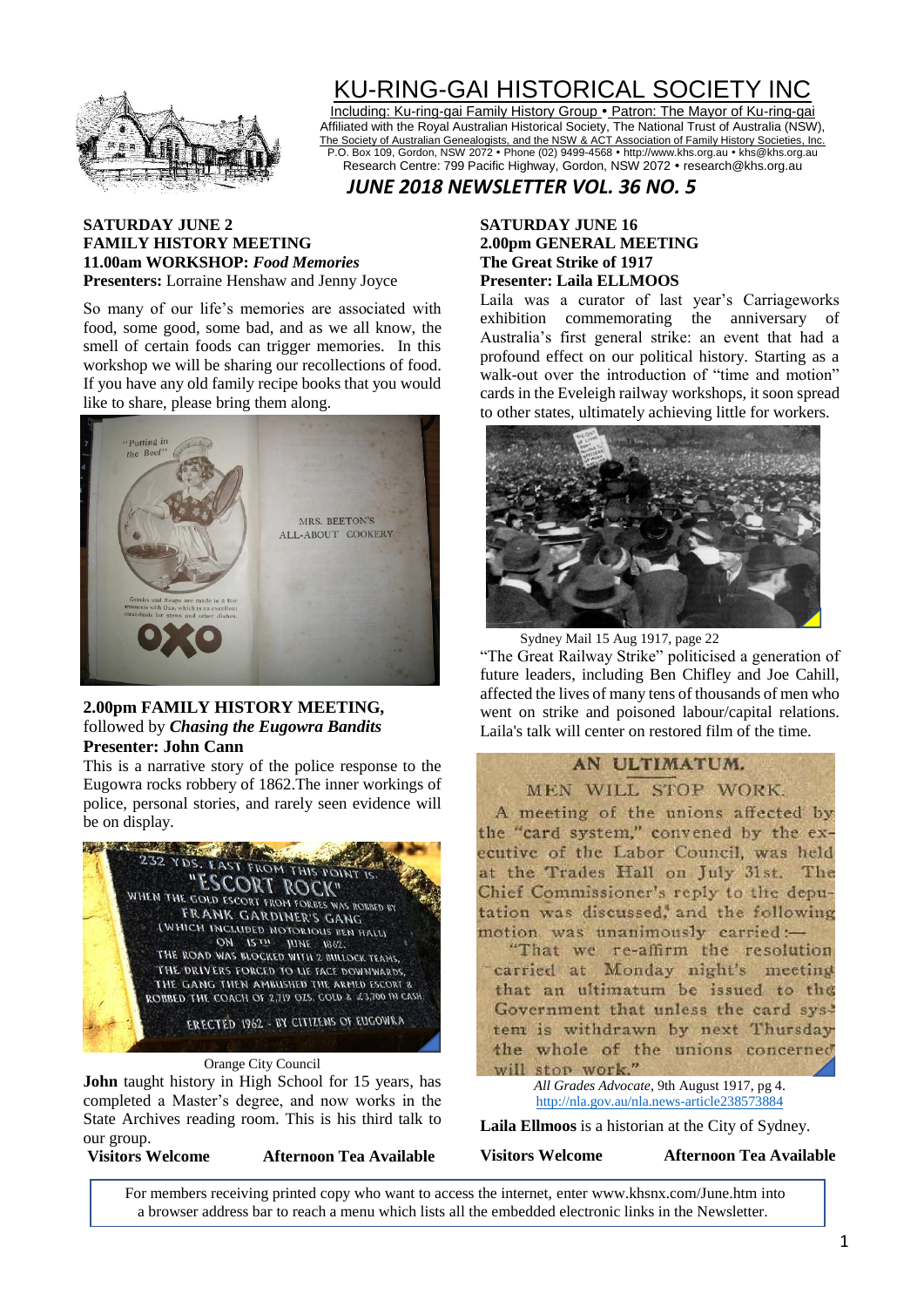# KU-RING-GAI HISTORICAL SOCIETY INC

Including: Ku-ring-gai Family History Group • Patron: The Mayor of Ku-ring-gai
Affiliated with the Royal Australian Historical Society, The National Trust of Australia (NSW),
The Society of Australian Genealogists, and the NSW & ACT Association of Family History Societies, Inc.
P.O. Box 109, Gordon, NSW 2072 • Phone (02) 9499-4568 • http://www.khs.org.au • khs@khs.org.au
Research Centre: 799 Pacific Highway, Gordon, NSW 2072 • research@khs.org.au

## *JUNE 2018 NEWSLETTER VOL. 36 NO. 5*

**SATURDAY JUNE 2**
**FAMILY HISTORY MEETING**
**11.00am WORKSHOP:** ***Food Memories***
**Presenters:** Lorraine Henshaw and Jenny Joyce

So many of our life's memories are associated with food, some good, some bad, and as we all know, the smell of certain foods can trigger memories. In this workshop we will be sharing our recollections of food. If you have any old family recipe books that you would like to share, please bring them along.

**2.00pm FAMILY HISTORY MEETING,**
followed by ***Chasing the Eugowra Bandits***
**Presenter: John Cann**

This is a narrative story of the police response to the Eugowra rocks robbery of 1862.The inner workings of police, personal stories, and rarely seen evidence will be on display.

Orange City Council

**John** taught history in High School for 15 years, has completed a Master's degree, and now works in the State Archives reading room. This is his third talk to our group.

**Visitors Welcome** **Afternoon Tea Available**

**SATURDAY JUNE 16**
**2.00pm GENERAL MEETING**
**The Great Strike of 1917**
**Presenter: Laila ELLMOOS**

Laila was a curator of last year's Carriageworks exhibition commemorating the anniversary of Australia's first general strike: an event that had a profound effect on our political history. Starting as a walk-out over the introduction of "time and motion" cards in the Eveleigh railway workshops, it soon spread to other states, ultimately achieving little for workers.

Sydney Mail 15 Aug 1917, page 22

"The Great Railway Strike" politicised a generation of future leaders, including Ben Chifley and Joe Cahill, affected the lives of many tens of thousands of men who went on strike and poisoned labour/capital relations. Laila's talk will center on restored film of the time.

*All Grades Advocate*, 9th August 1917, pg 4.
http://nla.gov.au/nla.news-article238573884

**Laila Ellmoos** is a historian at the City of Sydney.

**Visitors Welcome** **Afternoon Tea Available**

For members receiving printed copy who want to access the internet, enter www.khsnx.com/June.htm into a browser address bar to reach a menu which lists all the embedded electronic links in the Newsletter.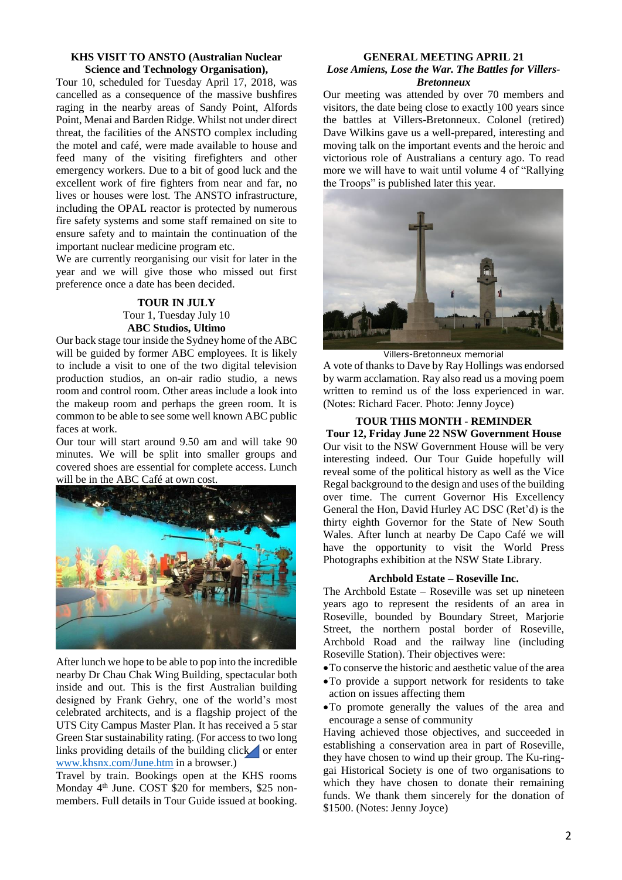## KHS VISIT TO ANSTO (Australian Nuclear Science and Technology Organisation),

Tour 10, scheduled for Tuesday April 17, 2018, was cancelled as a consequence of the massive bushfires raging in the nearby areas of Sandy Point, Alfords Point, Menai and Barden Ridge. Whilst not under direct threat, the facilities of the ANSTO complex including the motel and café, were made available to house and feed many of the visiting firefighters and other emergency workers. Due to a bit of good luck and the excellent work of fire fighters from near and far, no lives or houses were lost. The ANSTO infrastructure, including the OPAL reactor is protected by numerous fire safety systems and some staff remained on site to ensure safety and to maintain the continuation of the important nuclear medicine program etc.

We are currently reorganising our visit for later in the year and we will give those who missed out first preference once a date has been decided.

## TOUR IN JULY

Tour 1, Tuesday July 10

**ABC Studios, Ultimo**

Our back stage tour inside the Sydney home of the ABC will be guided by former ABC employees. It is likely to include a visit to one of the two digital television production studios, an on-air radio studio, a news room and control room. Other areas include a look into the makeup room and perhaps the green room. It is common to be able to see some well known ABC public faces at work.

Our tour will start around 9.50 am and will take 90 minutes. We will be split into smaller groups and covered shoes are essential for complete access. Lunch will be in the ABC Café at own cost.

After lunch we hope to be able to pop into the incredible nearby Dr Chau Chak Wing Building, spectacular both inside and out. This is the first Australian building designed by Frank Gehry, one of the world's most celebrated architects, and is a flagship project of the UTS City Campus Master Plan. It has received a 5 star Green Star sustainability rating. (For access to two long links providing details of the building click or enter www.khsnx.com/June.htm in a browser.)

Travel by train. Bookings open at the KHS rooms Monday 4th June. COST $20 for members, $25 non-members. Full details in Tour Guide issued at booking.

## GENERAL MEETING APRIL 21

***Lose Amiens, Lose the War. The Battles for Villers-Bretonneux***

Our meeting was attended by over 70 members and visitors, the date being close to exactly 100 years since the battles at Villers-Bretonneux. Colonel (retired) Dave Wilkins gave us a well-prepared, interesting and moving talk on the important events and the heroic and victorious role of Australians a century ago. To read more we will have to wait until volume 4 of "Rallying the Troops" is published later this year.

Villers-Bretonneux memorial

A vote of thanks to Dave by Ray Hollings was endorsed by warm acclamation. Ray also read us a moving poem written to remind us of the loss experienced in war. (Notes: Richard Facer. Photo: Jenny Joyce)

## TOUR THIS MONTH - REMINDER

**Tour 12, Friday June 22 NSW Government House**

Our visit to the NSW Government House will be very interesting indeed. Our Tour Guide hopefully will reveal some of the political history as well as the Vice Regal background to the design and uses of the building over time. The current Governor His Excellency General the Hon, David Hurley AC DSC (Ret'd) is the thirty eighth Governor for the State of New South Wales. After lunch at nearby De Capo Café we will have the opportunity to visit the World Press Photographs exhibition at the NSW State Library.

## Archbold Estate – Roseville Inc.

The Archbold Estate – Roseville was set up nineteen years ago to represent the residents of an area in Roseville, bounded by Boundary Street, Marjorie Street, the northern postal border of Roseville, Archbold Road and the railway line (including Roseville Station). Their objectives were:

- To conserve the historic and aesthetic value of the area
- To provide a support network for residents to take action on issues affecting them
- To promote generally the values of the area and encourage a sense of community

Having achieved those objectives, and succeeded in establishing a conservation area in part of Roseville, they have chosen to wind up their group. The Ku-ring-gai Historical Society is one of two organisations to which they have chosen to donate their remaining funds. We thank them sincerely for the donation of $1500. (Notes: Jenny Joyce)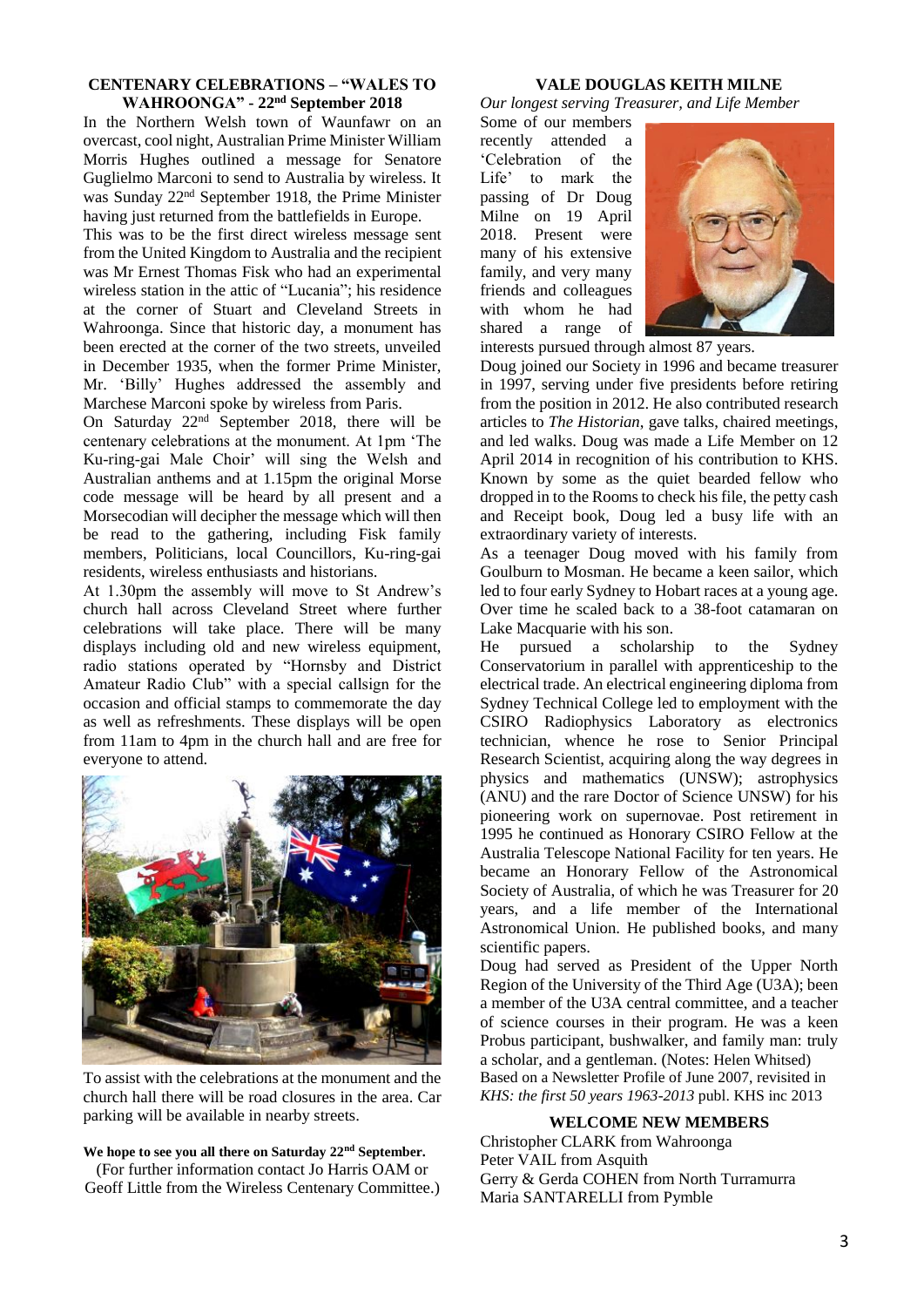## CENTENARY CELEBRATIONS – "WALES TO WAHROONGA" - 22nd September 2018

In the Northern Welsh town of Waunfawr on an overcast, cool night, Australian Prime Minister William Morris Hughes outlined a message for Senatore Guglielmo Marconi to send to Australia by wireless. It was Sunday 22nd September 1918, the Prime Minister having just returned from the battlefields in Europe.

This was to be the first direct wireless message sent from the United Kingdom to Australia and the recipient was Mr Ernest Thomas Fisk who had an experimental wireless station in the attic of "Lucania"; his residence at the corner of Stuart and Cleveland Streets in Wahroonga. Since that historic day, a monument has been erected at the corner of the two streets, unveiled in December 1935, when the former Prime Minister, Mr. 'Billy' Hughes addressed the assembly and Marchese Marconi spoke by wireless from Paris.

On Saturday 22nd September 2018, there will be centenary celebrations at the monument. At 1pm 'The Ku-ring-gai Male Choir' will sing the Welsh and Australian anthems and at 1.15pm the original Morse code message will be heard by all present and a Morsecodian will decipher the message which will then be read to the gathering, including Fisk family members, Politicians, local Councillors, Ku-ring-gai residents, wireless enthusiasts and historians.

At 1.30pm the assembly will move to St Andrew's church hall across Cleveland Street where further celebrations will take place. There will be many displays including old and new wireless equipment, radio stations operated by "Hornsby and District Amateur Radio Club" with a special callsign for the occasion and official stamps to commemorate the day as well as refreshments. These displays will be open from 11am to 4pm in the church hall and are free for everyone to attend.

To assist with the celebrations at the monument and the church hall there will be road closures in the area. Car parking will be available in nearby streets.

**We hope to see you all there on Saturday 22nd September.**

(For further information contact Jo Harris OAM or Geoff Little from the Wireless Centenary Committee.)

## VALE DOUGLAS KEITH MILNE

*Our longest serving Treasurer, and Life Member*

Some of our members recently attended a 'Celebration of the Life' to mark the passing of Dr Doug Milne on 19 April 2018. Present were many of his extensive family, and very many friends and colleagues with whom he had shared a range of interests pursued through almost 87 years.

Doug joined our Society in 1996 and became treasurer in 1997, serving under five presidents before retiring from the position in 2012. He also contributed research articles to *The Historian*, gave talks, chaired meetings, and led walks. Doug was made a Life Member on 12 April 2014 in recognition of his contribution to KHS. Known by some as the quiet bearded fellow who dropped in to the Rooms to check his file, the petty cash and Receipt book, Doug led a busy life with an extraordinary variety of interests.

As a teenager Doug moved with his family from Goulburn to Mosman. He became a keen sailor, which led to four early Sydney to Hobart races at a young age. Over time he scaled back to a 38-foot catamaran on Lake Macquarie with his son.

He pursued a scholarship to the Sydney Conservatorium in parallel with apprenticeship to the electrical trade. An electrical engineering diploma from Sydney Technical College led to employment with the CSIRO Radiophysics Laboratory as electronics technician, whence he rose to Senior Principal Research Scientist, acquiring along the way degrees in physics and mathematics (UNSW); astrophysics (ANU) and the rare Doctor of Science UNSW) for his pioneering work on supernovae. Post retirement in 1995 he continued as Honorary CSIRO Fellow at the Australia Telescope National Facility for ten years. He became an Honorary Fellow of the Astronomical Society of Australia, of which he was Treasurer for 20 years, and a life member of the International Astronomical Union. He published books, and many scientific papers.

Doug had served as President of the Upper North Region of the University of the Third Age (U3A); been a member of the U3A central committee, and a teacher of science courses in their program. He was a keen Probus participant, bushwalker, and family man: truly a scholar, and a gentleman. (Notes: Helen Whitsed)

Based on a Newsletter Profile of June 2007, revisited in *KHS: the first 50 years 1963-2013* publ. KHS inc 2013

## WELCOME NEW MEMBERS

Christopher CLARK from Wahroonga
Peter VAIL from Asquith
Gerry & Gerda COHEN from North Turramurra
Maria SANTARELLI from Pymble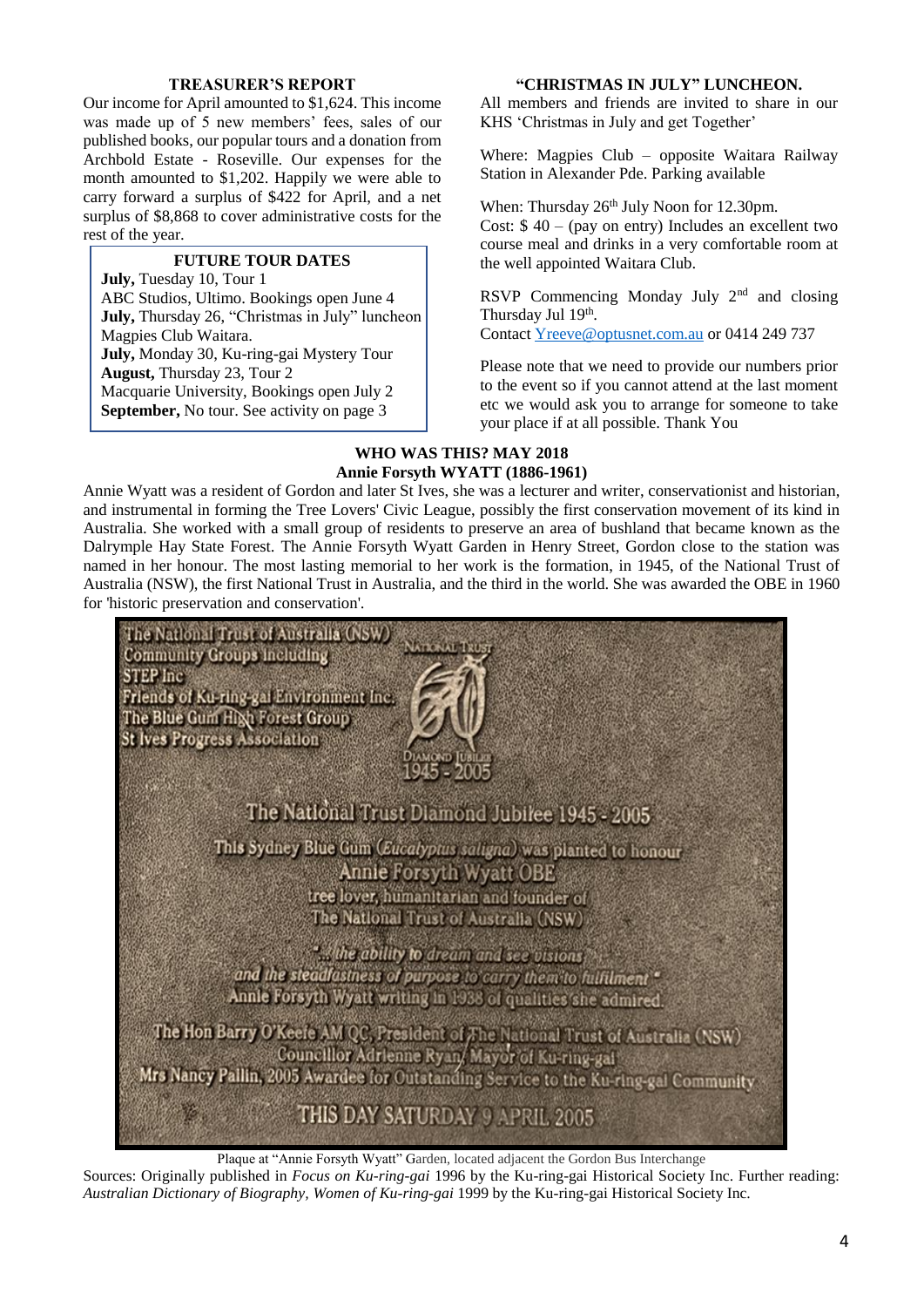### TREASURER'S REPORT

Our income for April amounted to $1,624. This income was made up of 5 new members' fees, sales of our published books, our popular tours and a donation from Archbold Estate - Roseville. Our expenses for the month amounted to $1,202. Happily we were able to carry forward a surplus of $422 for April, and a net surplus of $8,868 to cover administrative costs for the rest of the year.

### FUTURE TOUR DATES

**July,** Tuesday 10, Tour 1
ABC Studios, Ultimo. Bookings open June 4
**July,** Thursday 26, "Christmas in July" luncheon Magpies Club Waitara.
**July,** Monday 30, Ku-ring-gai Mystery Tour
**August,** Thursday 23, Tour 2
Macquarie University, Bookings open July 2
**September,** No tour. See activity on page 3

### "CHRISTMAS IN JULY" LUNCHEON.

All members and friends are invited to share in our KHS 'Christmas in July and get Together'

Where: Magpies Club – opposite Waitara Railway Station in Alexander Pde. Parking available

When: Thursday 26th July Noon for 12.30pm.
Cost: $ 40 – (pay on entry) Includes an excellent two course meal and drinks in a very comfortable room at the well appointed Waitara Club.

RSVP Commencing Monday July 2nd and closing Thursday Jul 19th.
Contact Yreeve@optusnet.com.au or 0414 249 737

Please note that we need to provide our numbers prior to the event so if you cannot attend at the last moment etc we would ask you to arrange for someone to take your place if at all possible. Thank You

### WHO WAS THIS? MAY 2018
### Annie Forsyth WYATT (1886-1961)

Annie Wyatt was a resident of Gordon and later St Ives, she was a lecturer and writer, conservationist and historian, and instrumental in forming the Tree Lovers' Civic League, possibly the first conservation movement of its kind in Australia. She worked with a small group of residents to preserve an area of bushland that became known as the Dalrymple Hay State Forest. The Annie Forsyth Wyatt Garden in Henry Street, Gordon close to the station was named in her honour. The most lasting memorial to her work is the formation, in 1945, of the National Trust of Australia (NSW), the first National Trust in Australia, and the third in the world. She was awarded the OBE in 1960 for 'historic preservation and conservation'.

Plaque at "Annie Forsyth Wyatt" Garden, located adjacent the Gordon Bus Interchange

Sources: Originally published in *Focus on Ku-ring-gai* 1996 by the Ku-ring-gai Historical Society Inc. Further reading: *Australian Dictionary of Biography, Women of Ku-ring-gai* 1999 by the Ku-ring-gai Historical Society Inc.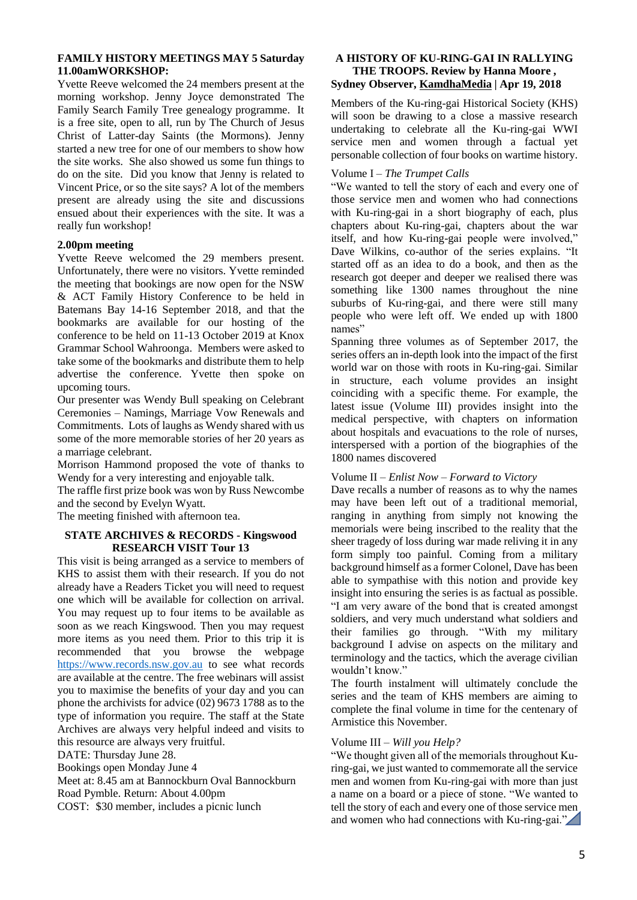### FAMILY HISTORY MEETINGS MAY 5 Saturday 11.00amWORKSHOP:

Yvette Reeve welcomed the 24 members present at the morning workshop. Jenny Joyce demonstrated The Family Search Family Tree genealogy programme. It is a free site, open to all, run by The Church of Jesus Christ of Latter-day Saints (the Mormons). Jenny started a new tree for one of our members to show how the site works. She also showed us some fun things to do on the site. Did you know that Jenny is related to Vincent Price, or so the site says? A lot of the members present are already using the site and discussions ensued about their experiences with the site. It was a really fun workshop!

### 2.00pm meeting

Yvette Reeve welcomed the 29 members present. Unfortunately, there were no visitors. Yvette reminded the meeting that bookings are now open for the NSW & ACT Family History Conference to be held in Batemans Bay 14-16 September 2018, and that the bookmarks are available for our hosting of the conference to be held on 11-13 October 2019 at Knox Grammar School Wahroonga. Members were asked to take some of the bookmarks and distribute them to help advertise the conference. Yvette then spoke on upcoming tours.

Our presenter was Wendy Bull speaking on Celebrant Ceremonies – Namings, Marriage Vow Renewals and Commitments. Lots of laughs as Wendy shared with us some of the more memorable stories of her 20 years as a marriage celebrant.

Morrison Hammond proposed the vote of thanks to Wendy for a very interesting and enjoyable talk.

The raffle first prize book was won by Russ Newcombe and the second by Evelyn Wyatt.

The meeting finished with afternoon tea.

### STATE ARCHIVES & RECORDS - Kingswood RESEARCH VISIT Tour 13

This visit is being arranged as a service to members of KHS to assist them with their research. If you do not already have a Readers Ticket you will need to request one which will be available for collection on arrival. You may request up to four items to be available as soon as we reach Kingswood. Then you may request more items as you need them. Prior to this trip it is recommended that you browse the webpage https://www.records.nsw.gov.au to see what records are available at the centre. The free webinars will assist you to maximise the benefits of your day and you can phone the archivists for advice (02) 9673 1788 as to the type of information you require. The staff at the State Archives are always very helpful indeed and visits to this resource are always very fruitful.

DATE: Thursday June 28.

Bookings open Monday June 4

Meet at: 8.45 am at Bannockburn Oval Bannockburn Road Pymble. Return: About 4.00pm

COST: $30 member, includes a picnic lunch

### A HISTORY OF KU-RING-GAI IN RALLYING THE TROOPS. Review by Hanna Moore, Sydney Observer, KamdhaMedia | Apr 19, 2018

Members of the Ku-ring-gai Historical Society (KHS) will soon be drawing to a close a massive research undertaking to celebrate all the Ku-ring-gai WWI service men and women through a factual yet personable collection of four books on wartime history.

Volume I – *The Trumpet Calls*

"We wanted to tell the story of each and every one of those service men and women who had connections with Ku-ring-gai in a short biography of each, plus chapters about Ku-ring-gai, chapters about the war itself, and how Ku-ring-gai people were involved," Dave Wilkins, co-author of the series explains. "It started off as an idea to do a book, and then as the research got deeper and deeper we realised there was something like 1300 names throughout the nine suburbs of Ku-ring-gai, and there were still many people who were left off. We ended up with 1800 names"

Spanning three volumes as of September 2017, the series offers an in-depth look into the impact of the first world war on those with roots in Ku-ring-gai. Similar in structure, each volume provides an insight coinciding with a specific theme. For example, the latest issue (Volume III) provides insight into the medical perspective, with chapters on information about hospitals and evacuations to the role of nurses, interspersed with a portion of the biographies of the 1800 names discovered

Volume II – *Enlist Now – Forward to Victory*

Dave recalls a number of reasons as to why the names may have been left out of a traditional memorial, ranging in anything from simply not knowing the memorials were being inscribed to the reality that the sheer tragedy of loss during war made reliving it in any form simply too painful. Coming from a military background himself as a former Colonel, Dave has been able to sympathise with this notion and provide key insight into ensuring the series is as factual as possible. "I am very aware of the bond that is created amongst soldiers, and very much understand what soldiers and their families go through. "With my military background I advise on aspects on the military and terminology and the tactics, which the average civilian wouldn't know."

The fourth instalment will ultimately conclude the series and the team of KHS members are aiming to complete the final volume in time for the centenary of Armistice this November.

Volume III – *Will you Help?*

"We thought given all of the memorials throughout Ku-ring-gai, we just wanted to commemorate all the service men and women from Ku-ring-gai with more than just a name on a board or a piece of stone. "We wanted to tell the story of each and every one of those service men and women who had connections with Ku-ring-gai."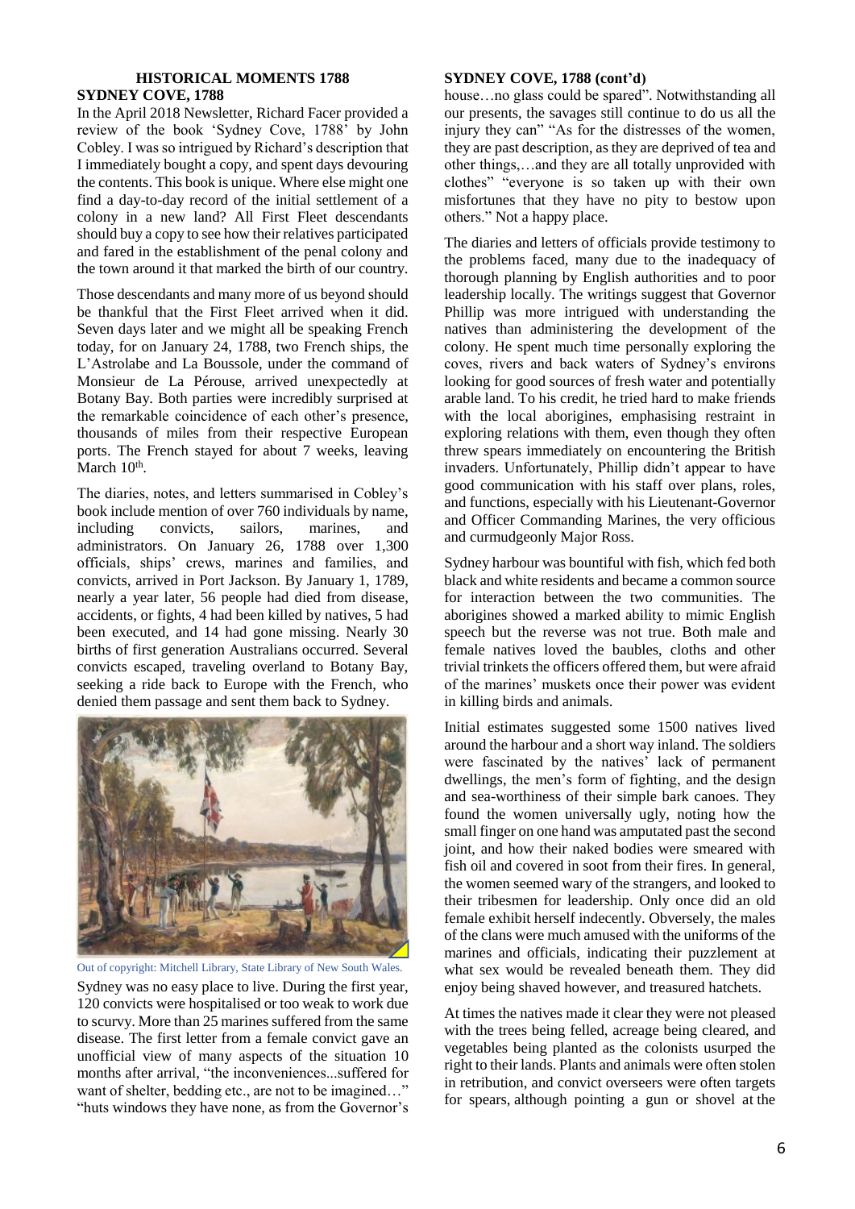## HISTORICAL MOMENTS 1788

### SYDNEY COVE, 1788

In the April 2018 Newsletter, Richard Facer provided a review of the book 'Sydney Cove, 1788' by John Cobley. I was so intrigued by Richard's description that I immediately bought a copy, and spent days devouring the contents. This book is unique. Where else might one find a day-to-day record of the initial settlement of a colony in a new land? All First Fleet descendants should buy a copy to see how their relatives participated and fared in the establishment of the penal colony and the town around it that marked the birth of our country.

Those descendants and many more of us beyond should be thankful that the First Fleet arrived when it did. Seven days later and we might all be speaking French today, for on January 24, 1788, two French ships, the L'Astrolabe and La Boussole, under the command of Monsieur de La Pérouse, arrived unexpectedly at Botany Bay. Both parties were incredibly surprised at the remarkable coincidence of each other's presence, thousands of miles from their respective European ports. The French stayed for about 7 weeks, leaving March 10th.

The diaries, notes, and letters summarised in Cobley's book include mention of over 760 individuals by name, including convicts, sailors, marines, and administrators. On January 26, 1788 over 1,300 officials, ships' crews, marines and families, and convicts, arrived in Port Jackson. By January 1, 1789, nearly a year later, 56 people had died from disease, accidents, or fights, 4 had been killed by natives, 5 had been executed, and 14 had gone missing. Nearly 30 births of first generation Australians occurred. Several convicts escaped, traveling overland to Botany Bay, seeking a ride back to Europe with the French, who denied them passage and sent them back to Sydney.

Out of copyright: Mitchell Library, State Library of New South Wales.

Sydney was no easy place to live. During the first year, 120 convicts were hospitalised or too weak to work due to scurvy. More than 25 marines suffered from the same disease. The first letter from a female convict gave an unofficial view of many aspects of the situation 10 months after arrival, "the inconveniences...suffered for want of shelter, bedding etc., are not to be imagined…" "huts windows they have none, as from the Governor's house…no glass could be spared". Notwithstanding all our presents, the savages still continue to do us all the injury they can" "As for the distresses of the women, they are past description, as they are deprived of tea and other things,…and they are all totally unprovided with clothes" "everyone is so taken up with their own misfortunes that they have no pity to bestow upon others." Not a happy place.

The diaries and letters of officials provide testimony to the problems faced, many due to the inadequacy of thorough planning by English authorities and to poor leadership locally. The writings suggest that Governor Phillip was more intrigued with understanding the natives than administering the development of the colony. He spent much time personally exploring the coves, rivers and back waters of Sydney's environs looking for good sources of fresh water and potentially arable land. To his credit, he tried hard to make friends with the local aborigines, emphasising restraint in exploring relations with them, even though they often threw spears immediately on encountering the British invaders. Unfortunately, Phillip didn't appear to have good communication with his staff over plans, roles, and functions, especially with his Lieutenant-Governor and Officer Commanding Marines, the very officious and curmudgeonly Major Ross.

Sydney harbour was bountiful with fish, which fed both black and white residents and became a common source for interaction between the two communities. The aborigines showed a marked ability to mimic English speech but the reverse was not true. Both male and female natives loved the baubles, cloths and other trivial trinkets the officers offered them, but were afraid of the marines' muskets once their power was evident in killing birds and animals.

Initial estimates suggested some 1500 natives lived around the harbour and a short way inland. The soldiers were fascinated by the natives' lack of permanent dwellings, the men's form of fighting, and the design and sea-worthiness of their simple bark canoes. They found the women universally ugly, noting how the small finger on one hand was amputated past the second joint, and how their naked bodies were smeared with fish oil and covered in soot from their fires. In general, the women seemed wary of the strangers, and looked to their tribesmen for leadership. Only once did an old female exhibit herself indecently. Obversely, the males of the clans were much amused with the uniforms of the marines and officials, indicating their puzzlement at what sex would be revealed beneath them. They did enjoy being shaved however, and treasured hatchets.

At times the natives made it clear they were not pleased with the trees being felled, acreage being cleared, and vegetables being planted as the colonists usurped the right to their lands. Plants and animals were often stolen in retribution, and convict overseers were often targets for spears, although pointing a gun or shovel at the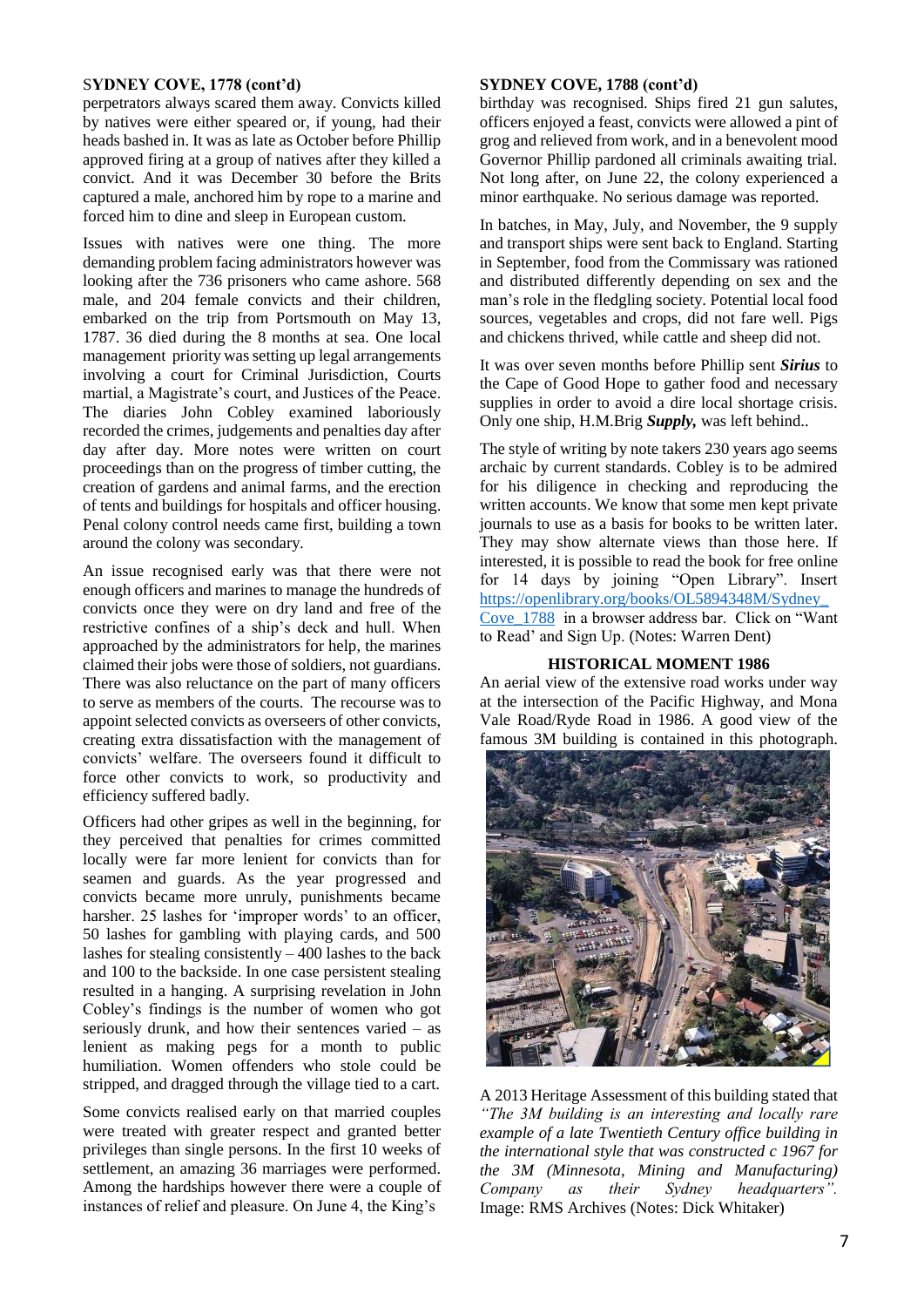**SYDNEY COVE, 1778 (cont'd)**

perpetrators always scared them away. Convicts killed by natives were either speared or, if young, had their heads bashed in. It was as late as October before Phillip approved firing at a group of natives after they killed a convict. And it was December 30 before the Brits captured a male, anchored him by rope to a marine and forced him to dine and sleep in European custom.

Issues with natives were one thing. The more demanding problem facing administrators however was looking after the 736 prisoners who came ashore. 568 male, and 204 female convicts and their children, embarked on the trip from Portsmouth on May 13, 1787. 36 died during the 8 months at sea. One local management priority was setting up legal arrangements involving a court for Criminal Jurisdiction, Courts martial, a Magistrate's court, and Justices of the Peace. The diaries John Cobley examined laboriously recorded the crimes, judgements and penalties day after day after day. More notes were written on court proceedings than on the progress of timber cutting, the creation of gardens and animal farms, and the erection of tents and buildings for hospitals and officer housing. Penal colony control needs came first, building a town around the colony was secondary.

An issue recognised early was that there were not enough officers and marines to manage the hundreds of convicts once they were on dry land and free of the restrictive confines of a ship's deck and hull. When approached by the administrators for help, the marines claimed their jobs were those of soldiers, not guardians. There was also reluctance on the part of many officers to serve as members of the courts. The recourse was to appoint selected convicts as overseers of other convicts, creating extra dissatisfaction with the management of convicts' welfare. The overseers found it difficult to force other convicts to work, so productivity and efficiency suffered badly.

Officers had other gripes as well in the beginning, for they perceived that penalties for crimes committed locally were far more lenient for convicts than for seamen and guards. As the year progressed and convicts became more unruly, punishments became harsher. 25 lashes for 'improper words' to an officer, 50 lashes for gambling with playing cards, and 500 lashes for stealing consistently – 400 lashes to the back and 100 to the backside. In one case persistent stealing resulted in a hanging. A surprising revelation in John Cobley's findings is the number of women who got seriously drunk, and how their sentences varied – as lenient as making pegs for a month to public humiliation. Women offenders who stole could be stripped, and dragged through the village tied to a cart.

Some convicts realised early on that married couples were treated with greater respect and granted better privileges than single persons. In the first 10 weeks of settlement, an amazing 36 marriages were performed. Among the hardships however there were a couple of instances of relief and pleasure. On June 4, the King's

**SYDNEY COVE, 1788 (cont'd)**

birthday was recognised. Ships fired 21 gun salutes, officers enjoyed a feast, convicts were allowed a pint of grog and relieved from work, and in a benevolent mood Governor Phillip pardoned all criminals awaiting trial. Not long after, on June 22, the colony experienced a minor earthquake. No serious damage was reported.

In batches, in May, July, and November, the 9 supply and transport ships were sent back to England. Starting in September, food from the Commissary was rationed and distributed differently depending on sex and the man's role in the fledgling society. Potential local food sources, vegetables and crops, did not fare well. Pigs and chickens thrived, while cattle and sheep did not.

It was over seven months before Phillip sent ***Sirius*** to the Cape of Good Hope to gather food and necessary supplies in order to avoid a dire local shortage crisis. Only one ship, H.M.Brig ***Supply,*** was left behind..

The style of writing by note takers 230 years ago seems archaic by current standards. Cobley is to be admired for his diligence in checking and reproducing the written accounts. We know that some men kept private journals to use as a basis for books to be written later. They may show alternate views than those here. If interested, it is possible to read the book for free online for 14 days by joining "Open Library". Insert https://openlibrary.org/books/OL5894348M/Sydney_Cove_1788 in a browser address bar. Click on "Want to Read' and Sign Up. (Notes: Warren Dent)

### HISTORICAL MOMENT 1986

An aerial view of the extensive road works under way at the intersection of the Pacific Highway, and Mona Vale Road/Ryde Road in 1986. A good view of the famous 3M building is contained in this photograph.

A 2013 Heritage Assessment of this building stated that *"The 3M building is an interesting and locally rare example of a late Twentieth Century office building in the international style that was constructed c 1967 for the 3M (Minnesota, Mining and Manufacturing) Company as their Sydney headquarters".* Image: RMS Archives (Notes: Dick Whitaker)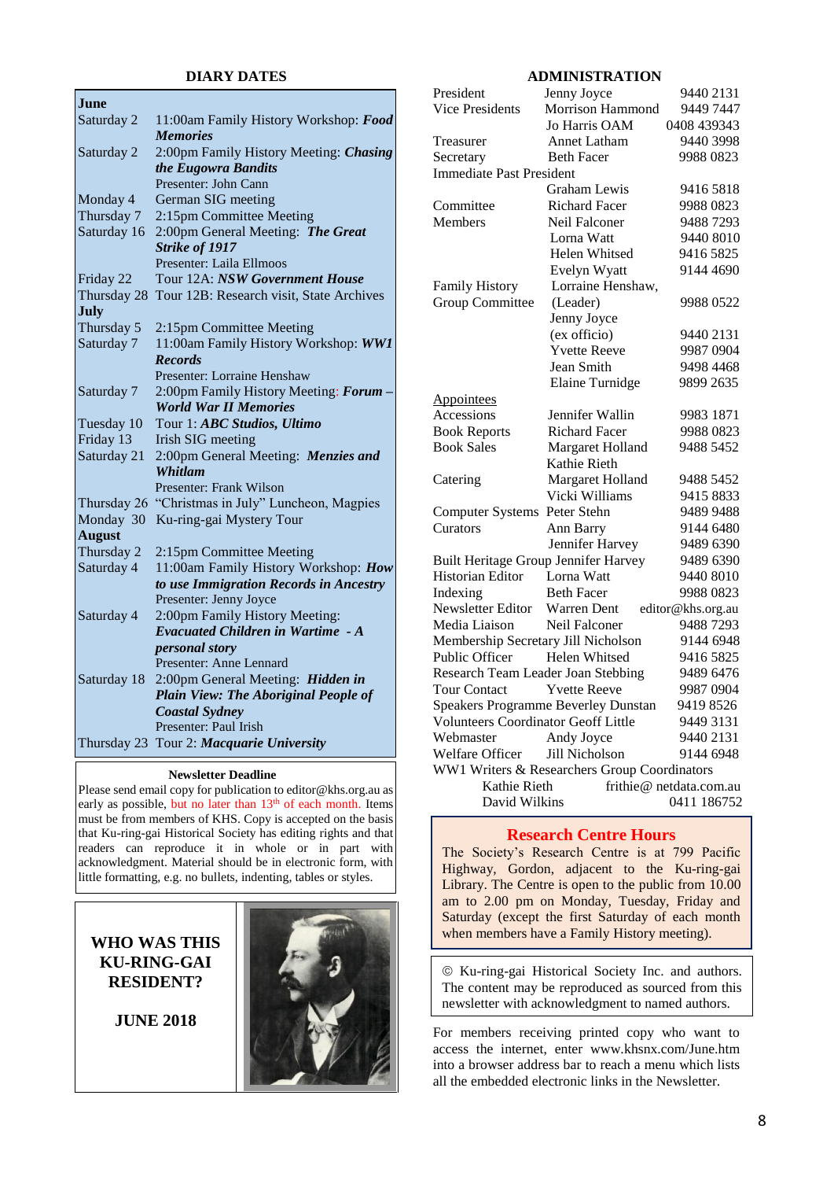## DIARY DATES

| | |
|---|---|
| **June** | |
| Saturday 2 | 11:00am Family History Workshop: ***Food Memories*** |
| Saturday 2 | 2:00pm Family History Meeting: ***Chasing the Eugowra Bandits*** Presenter: John Cann |
| Monday 4 | German SIG meeting |
| Thursday 7 | 2:15pm Committee Meeting |
| Saturday 16 | 2:00pm General Meeting: ***The Great Strike of 1917*** Presenter: Laila Ellmoos |
| Friday 22 | Tour 12A: ***NSW Government House*** |
| Thursday 28 | Tour 12B: Research visit, State Archives |
| **July** | |
| Thursday 5 | 2:15pm Committee Meeting |
| Saturday 7 | 11:00am Family History Workshop: ***WW1 Records*** Presenter: Lorraine Henshaw |
| Saturday 7 | 2:00pm Family History Meeting: ***Forum – World War II Memories*** |
| Tuesday 10 | Tour 1: ***ABC Studios, Ultimo*** |
| Friday 13 | Irish SIG meeting |
| Saturday 21 | 2:00pm General Meeting: ***Menzies and Whitlam*** Presenter: Frank Wilson |
| Thursday 26 | "Christmas in July" Luncheon, Magpies |
| Monday 30 | Ku-ring-gai Mystery Tour |
| **August** | |
| Thursday 2 | 2:15pm Committee Meeting |
| Saturday 4 | 11:00am Family History Workshop: ***How to use Immigration Records in Ancestry*** Presenter: Jenny Joyce |
| Saturday 4 | 2:00pm Family History Meeting: ***Evacuated Children in Wartime - A personal story*** Presenter: Anne Lennard |
| Saturday 18 | 2:00pm General Meeting: ***Hidden in Plain View: The Aboriginal People of Coastal Sydney*** Presenter: Paul Irish |
| Thursday 23 | Tour 2: ***Macquarie University*** |

**Newsletter Deadline**

Please send email copy for publication to editor@khs.org.au as early as possible, but no later than 13th of each month. Items must be from members of KHS. Copy is accepted on the basis that Ku-ring-gai Historical Society has editing rights and that readers can reproduce it in whole or in part with acknowledgement. Material should be in electronic form, with little formatting, e.g. no bullets, indenting, tables or styles.

**WHO WAS THIS KU-RING-GAI RESIDENT?**

**JUNE 2018**

## ADMINISTRATION

| | | |
|---|---|---|
| President | Jenny Joyce | 9440 2131 |
| Vice Presidents | Morrison Hammond | 9449 7447 |
| | Jo Harris OAM | 0408 439343 |
| Treasurer | Annet Latham | 9440 3998 |
| Secretary | Beth Facer | 9988 0823 |
| Immediate Past President | Graham Lewis | 9416 5818 |
| Committee Members | Richard Facer | 9988 0823 |
| | Neil Falconer | 9488 7293 |
| | Lorna Watt | 9440 8010 |
| | Helen Whitsed | 9416 5825 |
| | Evelyn Wyatt | 9144 4690 |
| Family History Group Committee | Lorraine Henshaw, (Leader) | 9988 0522 |
| | Jenny Joyce (ex officio) | 9440 2131 |
| | Yvette Reeve | 9987 0904 |
| | Jean Smith | 9498 4468 |
| | Elaine Turnidge | 9899 2635 |
| Appointees | | |
| Accessions | Jennifer Wallin | 9983 1871 |
| Book Reports | Richard Facer | 9988 0823 |
| Book Sales | Margaret Holland | 9488 5452 |
| | Kathie Rieth | |
| Catering | Margaret Holland | 9488 5452 |
| | Vicki Williams | 9415 8833 |
| Computer Systems | Peter Stehn | 9489 9488 |
| Curators | Ann Barry | 9144 6480 |
| | Jennifer Harvey | 9489 6390 |
| Built Heritage Group | Jennifer Harvey | 9489 6390 |
| Historian Editor | Lorna Watt | 9440 8010 |
| Indexing | Beth Facer | 9988 0823 |
| Newsletter Editor | Warren Dent | editor@khs.org.au |
| Media Liaison | Neil Falconer | 9488 7293 |
| Membership Secretary | Jill Nicholson | 9144 6948 |
| Public Officer | Helen Whitsed | 9416 5825 |
| Research Team Leader | Joan Stebbing | 9489 6476 |
| Tour Contact | Yvette Reeve | 9987 0904 |
| Speakers Programme | Beverley Dunstan | 9419 8526 |
| Volunteers Coordinator | Geoff Little | 9449 3131 |
| Webmaster | Andy Joyce | 9440 2131 |
| Welfare Officer | Jill Nicholson | 9144 6948 |
| WW1 Writers & Researchers Group Coordinators | | |
| | Kathie Rieth | frithie@ netdata.com.au |
| | David Wilkins | 0411 186752 |

### Research Centre Hours

The Society's Research Centre is at 799 Pacific Highway, Gordon, adjacent to the Ku-ring-gai Library. The Centre is open to the public from 10.00 am to 2.00 pm on Monday, Tuesday, Friday and Saturday (except the first Saturday of each month when members have a Family History meeting).

© Ku-ring-gai Historical Society Inc. and authors. The content may be reproduced as sourced from this newsletter with acknowledgment to named authors.

For members receiving printed copy who want to access the internet, enter www.khsnx.com/June.htm into a browser address bar to reach a menu which lists all the embedded electronic links in the Newsletter.